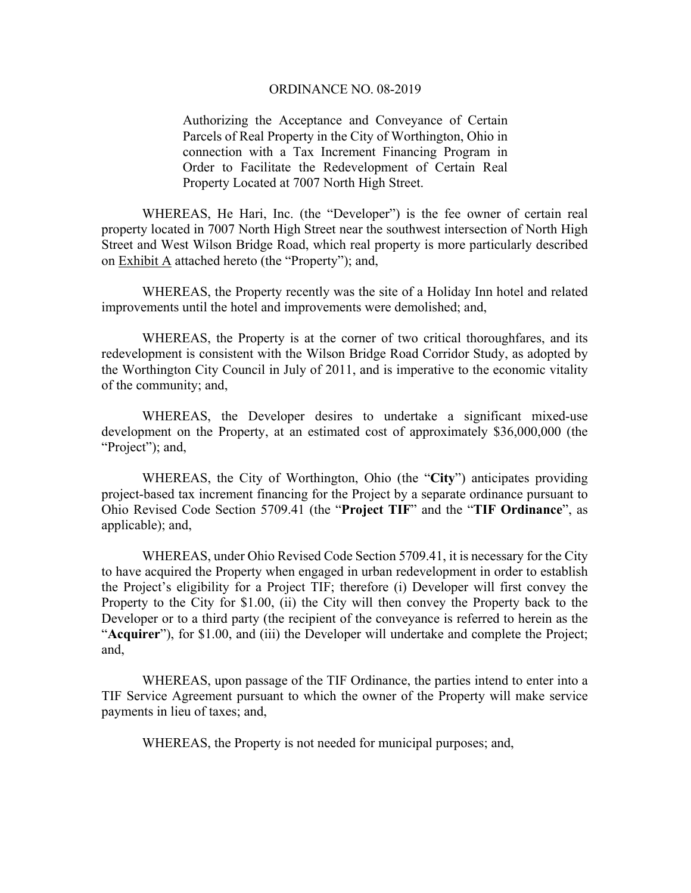# ORDINANCE NO. 08-2019

Authorizing the Acceptance and Conveyance of Certain Parcels of Real Property in the City of Worthington, Ohio in connection with a Tax Increment Financing Program in Order to Facilitate the Redevelopment of Certain Real Property Located at 7007 North High Street.

WHEREAS, He Hari, Inc. (the "Developer") is the fee owner of certain real property located in 7007 North High Street near the southwest intersection of North High Street and West Wilson Bridge Road, which real property is more particularly described on Exhibit A attached hereto (the "Property"); and,

WHEREAS, the Property recently was the site of a Holiday Inn hotel and related improvements until the hotel and improvements were demolished; and,

WHEREAS, the Property is at the corner of two critical thoroughfares, and its redevelopment is consistent with the Wilson Bridge Road Corridor Study, as adopted by the Worthington City Council in July of 2011, and is imperative to the economic vitality of the community; and,

WHEREAS, the Developer desires to undertake a significant mixed-use development on the Property, at an estimated cost of approximately $36,000,000 (the "Project"); and,

WHEREAS, the City of Worthington, Ohio (the "**City**") anticipates providing project-based tax increment financing for the Project by a separate ordinance pursuant to Ohio Revised Code Section 5709.41 (the "**Project TIF**" and the "**TIF Ordinance**", as applicable); and,

WHEREAS, under Ohio Revised Code Section 5709.41, it is necessary for the City to have acquired the Property when engaged in urban redevelopment in order to establish the Project's eligibility for a Project TIF; therefore (i) Developer will first convey the Property to the City for $1.00, (ii) the City will then convey the Property back to the Developer or to a third party (the recipient of the conveyance is referred to herein as the "**Acquirer**"), for $1.00, and (iii) the Developer will undertake and complete the Project; and,

WHEREAS, upon passage of the TIF Ordinance, the parties intend to enter into a TIF Service Agreement pursuant to which the owner of the Property will make service payments in lieu of taxes; and,

WHEREAS, the Property is not needed for municipal purposes; and,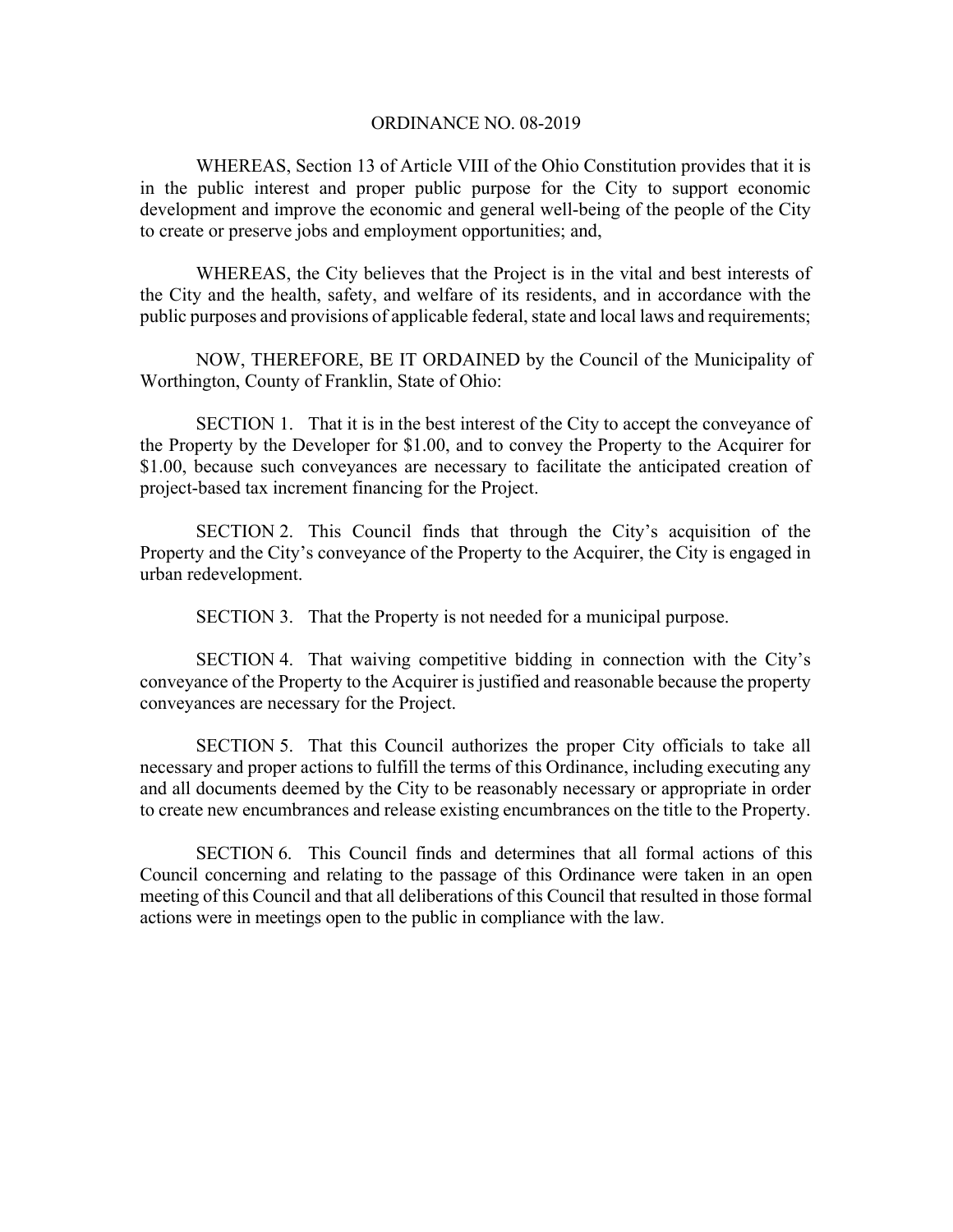ORDINANCE NO. 08-2019

WHEREAS, Section 13 of Article VIII of the Ohio Constitution provides that it is in the public interest and proper public purpose for the City to support economic development and improve the economic and general well-being of the people of the City to create or preserve jobs and employment opportunities; and,

WHEREAS, the City believes that the Project is in the vital and best interests of the City and the health, safety, and welfare of its residents, and in accordance with the public purposes and provisions of applicable federal, state and local laws and requirements;

NOW, THEREFORE, BE IT ORDAINED by the Council of the Municipality of Worthington, County of Franklin, State of Ohio:

SECTION 1. That it is in the best interest of the City to accept the conveyance of the Property by the Developer for \$1.00, and to convey the Property to the Acquirer for \$1.00, because such conveyances are necessary to facilitate the anticipated creation of project-based tax increment financing for the Project.

SECTION 2. This Council finds that through the City's acquisition of the Property and the City's conveyance of the Property to the Acquirer, the City is engaged in urban redevelopment.

SECTION 3. That the Property is not needed for a municipal purpose.

SECTION 4. That waiving competitive bidding in connection with the City's conveyance of the Property to the Acquirer is justified and reasonable because the property conveyances are necessary for the Project.

SECTION 5. That this Council authorizes the proper City officials to take all necessary and proper actions to fulfill the terms of this Ordinance, including executing any and all documents deemed by the City to be reasonably necessary or appropriate in order to create new encumbrances and release existing encumbrances on the title to the Property.

SECTION 6. This Council finds and determines that all formal actions of this Council concerning and relating to the passage of this Ordinance were taken in an open meeting of this Council and that all deliberations of this Council that resulted in those formal actions were in meetings open to the public in compliance with the law.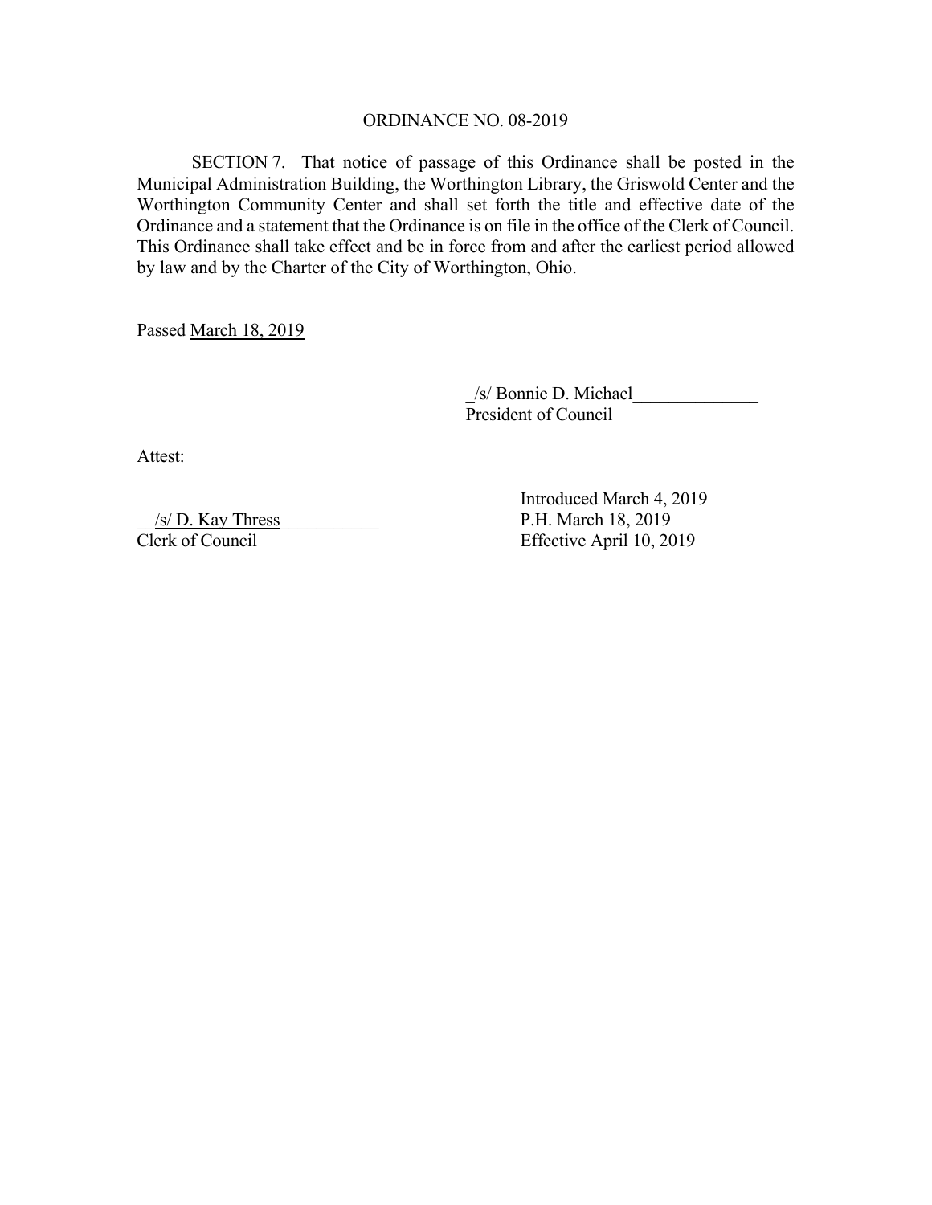ORDINANCE NO. 08-2019

SECTION 7. That notice of passage of this Ordinance shall be posted in the Municipal Administration Building, the Worthington Library, the Griswold Center and the Worthington Community Center and shall set forth the title and effective date of the Ordinance and a statement that the Ordinance is on file in the office of the Clerk of Council. This Ordinance shall take effect and be in force from and after the earliest period allowed by law and by the Charter of the City of Worthington, Ohio.

Passed March 18, 2019

/s/ Bonnie D. Michael
President of Council

Attest:

/s/ D. Kay Thress
Clerk of Council

Introduced March 4, 2019
P.H. March 18, 2019
Effective April 10, 2019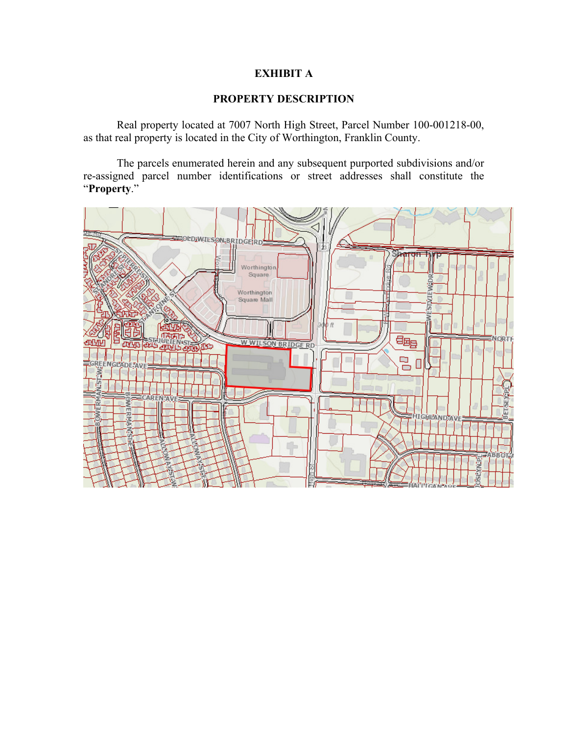# EXHIBIT A

## PROPERTY DESCRIPTION

Real property located at 7007 North High Street, Parcel Number 100-001218-00, as that real property is located in the City of Worthington, Franklin County.

The parcels enumerated herein and any subsequent purported subdivisions and/or re-assigned parcel number identifications or street addresses shall constitute the "**Property**."

OLD WILSON BRIDGE RD
Worthington Square
Worthington Square Mall
Sharon Twp
WESTVIEW DR
900 ft
W WILSON BRIDGE RD
NORTH
ST JULIEN ST
ST ANTOINE ST
ST PIERRE ST
ST ANDREWS ST
GREENGLADE AVE
CAREN AVE
BOWERMAN ST W
BOWERMAN ST E
ALLOWAY ST W
ALLOWAY ST E
HIGHLAND AVE
ABBOT
BETSEY PL
HALLIGAN AVE
JOSLYN PL